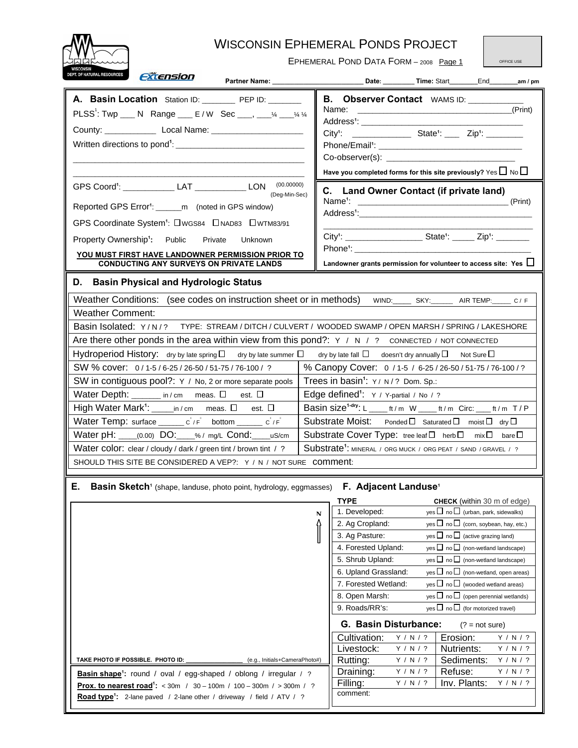# WISCONSIN EPHEMERAL PONDS PROJECT

EPHEMERAL POND DATA FORM – 2008 Page 1

OFFICE USE

**Partner Name:** _______________________ **Date:** ________ **Time:** Start_______End_______am / pm

## A. Basin Location

Station ID: ________ PEP ID: ________

PLSS[1]: Twp ___ N Range ___ E / W Sec ___, ___¼ ___¼ ¼

County: ___________ Local Name: ____________________

Written directions to pond[1]: ____________________________

_______________________________________________

_______________________________________________

GPS Coord[1]: ___________ LAT ___________ LON (00.00000) (Deg-Min-Sec)

Reported GPS Error[1]: ______m (noted in GPS window)

GPS Coordinate System[1]: ☐ WGS84 ☐ NAD83 ☐ WTM83/91

Property Ownership[1]: Public Private Unknown

**YOU MUST FIRST HAVE LANDOWNER PERMISSION PRIOR TO CONDUCTING ANY SURVEYS ON PRIVATE LANDS**

## B. Observer Contact

WAMS ID: ____________

Name: ___________________________________(Print)

Address[1]: ___________________________________

City[1]: ____________ State[1]: ___ Zip[1]: ________

Phone/Email[1]: ________________________________

Co-observer(s): ___________________________

**Have you completed forms for this site previously?** Yes ☐ No ☐

## C. Land Owner Contact (if private land)

Name[1]: _________________________________ (Print)

Address[1]:_____________________________________

_______________________________________________

City[1]: ________________ State[1]: _____ Zip[1]: _______

Phone[1]: _______________________________________

**Landowner grants permission for volunteer to access site: Yes** ☐

## D. Basin Physical and Hydrologic Status

Weather Conditions: (see codes on instruction sheet or in methods) WIND:____ SKY:______ AIR TEMP:_____ C / F

Weather Comment:

Basin Isolated: Y / N / ? TYPE: STREAM / DITCH / CULVERT / WOODED SWAMP / OPEN MARSH / SPRING / LAKESHORE

Are there other ponds in the area within view from this pond?: Y / N / ? CONNECTED / NOT CONNECTED

Hydroperiod History: dry by late spring ☐ dry by late summer ☐ dry by late fall ☐ doesn't dry annually ☐ Not Sure ☐

| | |
|---|---|
| SW % cover: 0 / 1-5 / 6-25 / 26-50 / 51-75 / 76-100 / ? | % Canopy Cover: 0 / 1-5 / 6-25 / 26-50 / 51-75 / 76-100 / ? |
| SW in contiguous pool?: Y / No, 2 or more separate pools | Trees in basin[1]: Y / N / ? Dom. Sp.: |
| Water Depth: ______ in / cm meas. ☐ est. ☐ | Edge defined[1]: Y / Y-partial / No / ? |
| High Water Mark[1]: _____in / cm meas. ☐ est. ☐ | Basin size[1-dry]: L ____ ft / m W ____ ft / m Circ: ___ ft / m T / P |
| Water Temp: surface ______ °C / °F bottom ______ °C / °F | Substrate Moist: Ponded ☐ Saturated ☐ moist ☐ dry ☐ |
| Water pH: ____(0.00) DO:____% / mg/L Cond:____uS/cm | Substrate Cover Type: tree leaf ☐ herb ☐ mix ☐ bare ☐ |
| Water color: clear / cloudy / dark / green tint / brown tint / ? | Substrate[1]: MINERAL / ORG MUCK / ORG PEAT / SAND / GRAVEL / ? |

SHOULD THIS SITE BE CONSIDERED A VEP?: Y / N / NOT SURE comment:

## E. Basin Sketch[1] (shape, landuse, photo point, hydrology, eggmasses)

N ↑

TAKE PHOTO IF POSSIBLE. PHOTO ID: _______________ (e.g., Initials+CameraPhoto#)

**Basin shape[1]:** round / oval / egg-shaped / oblong / irregular / ?

**Prox. to nearest road[1]:** < 30m / 30 – 100m / 100 – 300m / > 300m / ?

**Road type[1]:** 2-lane paved / 2-lane other / driveway / field / ATV / ?

## F. Adjacent Landuse[1]

| TYPE | CHECK (within 30 m of edge) |
|---|---|
| 1. Developed: | yes ☐ no ☐ (urban, park, sidewalks) |
| 2. Ag Cropland: | yes ☐ no ☐ (corn, soybean, hay, etc.) |
| 3. Ag Pasture: | yes ☐ no ☐ (active grazing land) |
| 4. Forested Upland: | yes ☐ no ☐ (non-wetland landscape) |
| 5. Shrub Upland: | yes ☐ no ☐ (non-wetland landscape) |
| 6. Upland Grassland: | yes ☐ no ☐ (non-wetland, open areas) |
| 7. Forested Wetland: | yes ☐ no ☐ (wooded wetland areas) |
| 8. Open Marsh: | yes ☐ no ☐ (open perennial wetlands) |
| 9. Roads/RR's: | yes ☐ no ☐ (for motorized travel) |

## G. Basin Disturbance: (? = not sure)

| | | | |
|---|---|---|---|
| Cultivation: | Y / N / ? | Erosion: | Y / N / ? |
| Livestock: | Y / N / ? | Nutrients: | Y / N / ? |
| Rutting: | Y / N / ? | Sediments: | Y / N / ? |
| Draining: | Y / N / ? | Refuse: | Y / N / ? |
| Filling: | Y / N / ? | Inv. Plants: | Y / N / ? |

comment: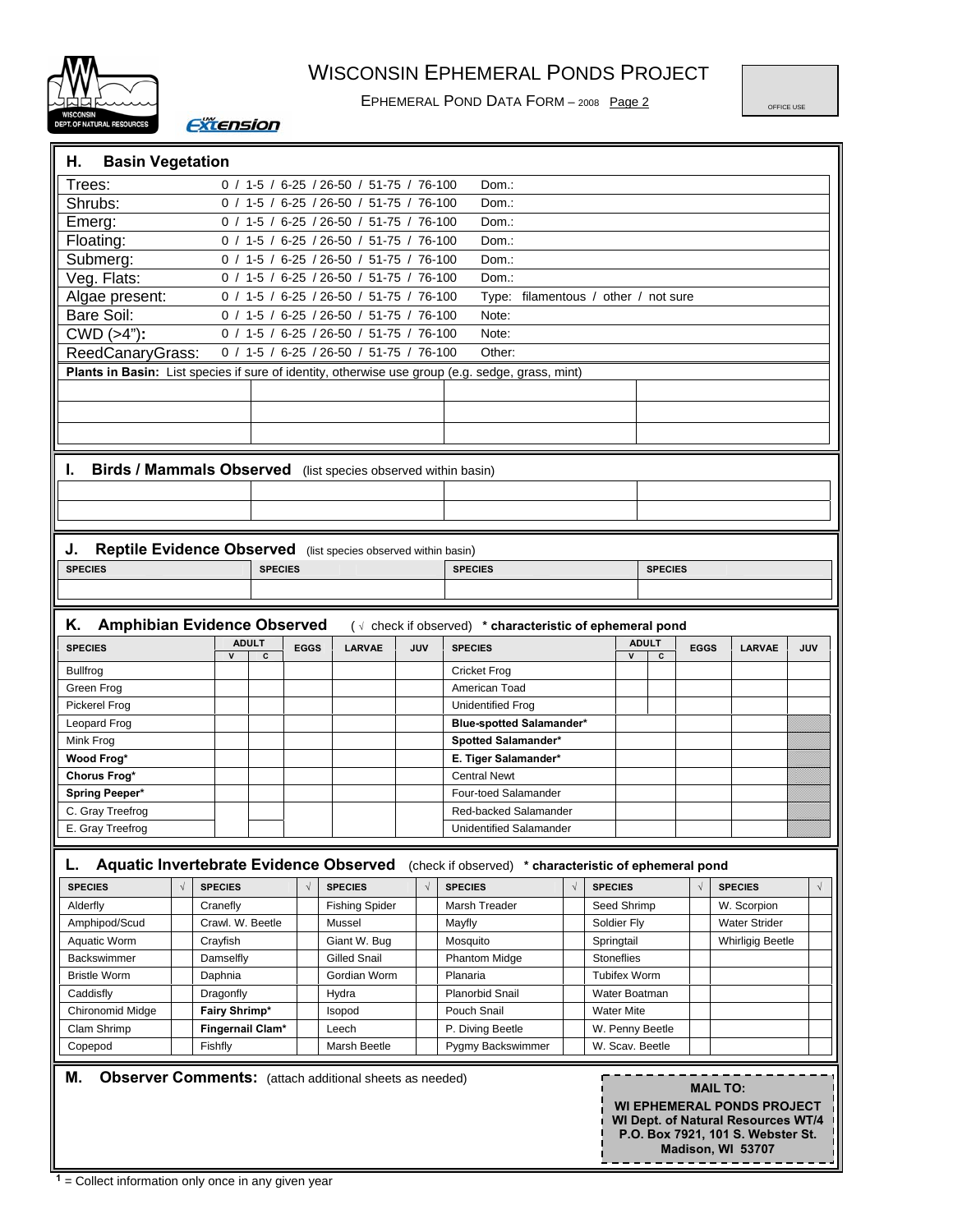# WISCONSIN EPHEMERAL PONDS PROJECT

EPHEMERAL POND DATA FORM – 2008 Page 2

OFFICE USE

## H. Basin Vegetation

| | | |
|---|---|---|
| Trees: | 0 / 1-5 / 6-25 / 26-50 / 51-75 / 76-100 | Dom.: |
| Shrubs: | 0 / 1-5 / 6-25 / 26-50 / 51-75 / 76-100 | Dom.: |
| Emerg: | 0 / 1-5 / 6-25 / 26-50 / 51-75 / 76-100 | Dom.: |
| Floating: | 0 / 1-5 / 6-25 / 26-50 / 51-75 / 76-100 | Dom.: |
| Submerg: | 0 / 1-5 / 6-25 / 26-50 / 51-75 / 76-100 | Dom.: |
| Veg. Flats: | 0 / 1-5 / 6-25 / 26-50 / 51-75 / 76-100 | Dom.: |
| Algae present: | 0 / 1-5 / 6-25 / 26-50 / 51-75 / 76-100 | Type: filamentous / other / not sure |
| Bare Soil: | 0 / 1-5 / 6-25 / 26-50 / 51-75 / 76-100 | Note: |
| CWD (>4"): | 0 / 1-5 / 6-25 / 26-50 / 51-75 / 76-100 | Note: |
| ReedCanaryGrass: | 0 / 1-5 / 6-25 / 26-50 / 51-75 / 76-100 | Other: |

**Plants in Basin:** List species if sure of identity, otherwise use group (e.g. sedge, grass, mint)

| | | | |
|---|---|---|---|
| | | | |
| | | | |
| | | | |

## I. Birds / Mammals Observed (list species observed within basin)

| | | | |
|---|---|---|---|
| | | | |
| | | | |

## J. Reptile Evidence Observed (list species observed within basin)

| SPECIES | SPECIES | SPECIES | SPECIES |
|---|---|---|---|
| | | | |

## K. Amphibian Evidence Observed (√ check if observed) * characteristic of ephemeral pond

| SPECIES | ADULT | | EGGS | LARVAE | JUV | SPECIES | ADULT | | EGGS | LARVAE | JUV |
|---|---|---|---|---|---|---|---|---|---|---|---|
| | V | C | | | | | V | C | | | |
| Bullfrog | | | | | | Cricket Frog | | | | | |
| Green Frog | | | | | | American Toad | | | | | |
| Pickerel Frog | | | | | | Unidentified Frog | | | | | |
| Leopard Frog | | | | | | **Blue-spotted Salamander*** | | | | | |
| Mink Frog | | | | | | **Spotted Salamander*** | | | | | |
| **Wood Frog*** | | | | | | **E. Tiger Salamander*** | | | | | |
| **Chorus Frog*** | | | | | | Central Newt | | | | | |
| **Spring Peeper*** | | | | | | Four-toed Salamander | | | | | |
| C. Gray Treefrog | | | | | | Red-backed Salamander | | | | | |
| E. Gray Treefrog | | | | | | Unidentified Salamander | | | | | |

## L. Aquatic Invertebrate Evidence Observed (check if observed) * characteristic of ephemeral pond

| SPECIES | √ | SPECIES | √ | SPECIES | √ | SPECIES | √ | SPECIES | √ | SPECIES | √ |
|---|---|---|---|---|---|---|---|---|---|---|---|
| Alderfly | | Cranefly | | Fishing Spider | | Marsh Treader | | Seed Shrimp | | W. Scorpion | |
| Amphipod/Scud | | Crawl. W. Beetle | | Mussel | | Mayfly | | Soldier Fly | | Water Strider | |
| Aquatic Worm | | Crayfish | | Giant W. Bug | | Mosquito | | Springtail | | Whirligig Beetle | |
| Backswimmer | | Damselfly | | Gilled Snail | | Phantom Midge | | Stoneflies | | | |
| Bristle Worm | | Daphnia | | Gordian Worm | | Planaria | | Tubifex Worm | | | |
| Caddisfly | | Dragonfly | | Hydra | | Planorbid Snail | | Water Boatman | | | |
| Chironomid Midge | | **Fairy Shrimp*** | | Isopod | | Pouch Snail | | Water Mite | | | |
| Clam Shrimp | | **Fingernail Clam*** | | Leech | | P. Diving Beetle | | W. Penny Beetle | | | |
| Copepod | | Fishfly | | Marsh Beetle | | Pygmy Backswimmer | | W. Scav. Beetle | | | |

## M. Observer Comments: (attach additional sheets as needed)

**MAIL TO:**
**WI EPHEMERAL PONDS PROJECT**
**WI Dept. of Natural Resources WT/4**
**P.O. Box 7921, 101 S. Webster St.**
**Madison, WI 53707**

[1] = Collect information only once in any given year